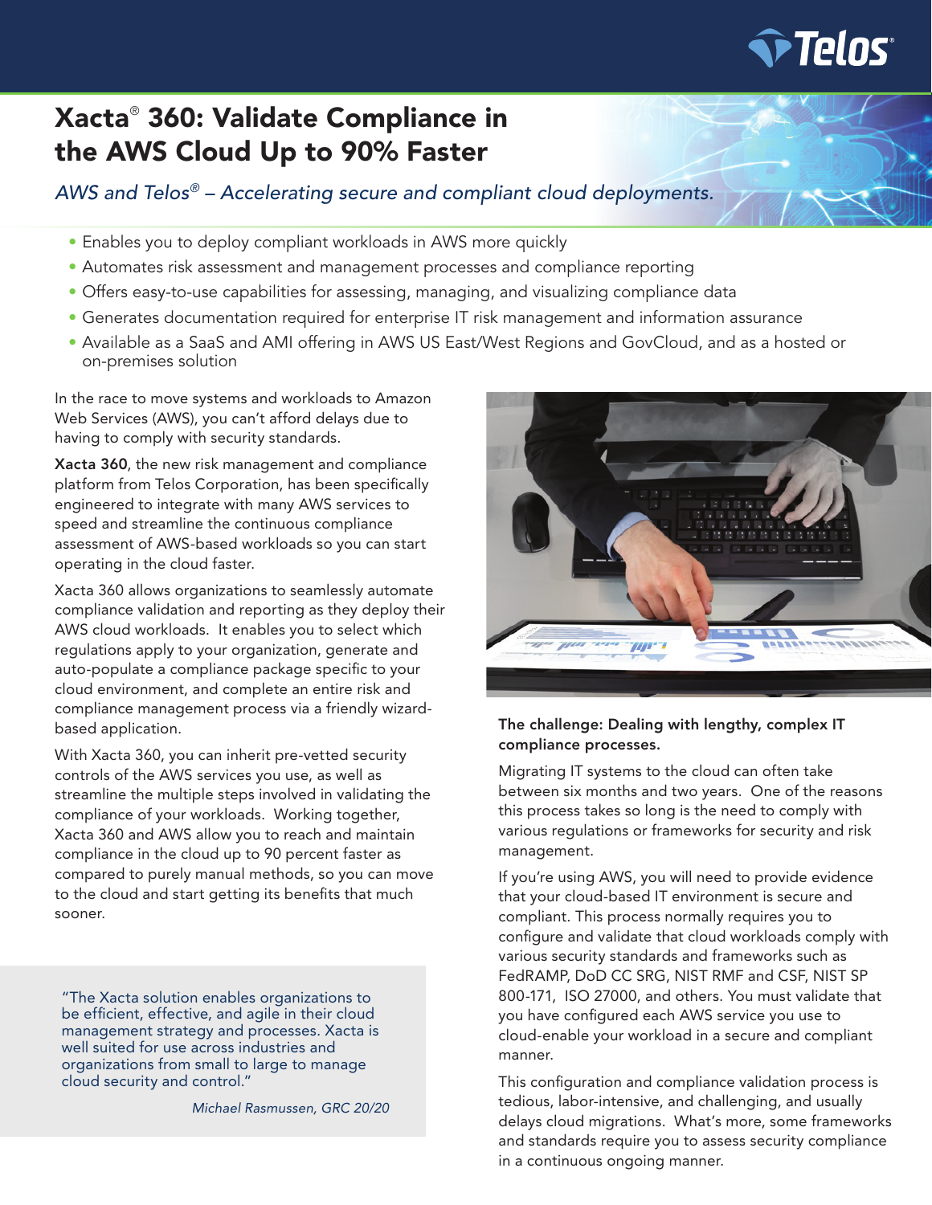# Xacta® 360: Validate Compliance in the AWS Cloud Up to 90% Faster

*AWS and Telos® – Accelerating secure and compliant cloud deployments.*

- Enables you to deploy compliant workloads in AWS more quickly
- Automates risk assessment and management processes and compliance reporting
- Offers easy-to-use capabilities for assessing, managing, and visualizing compliance data
- Generates documentation required for enterprise IT risk management and information assurance
- Available as a SaaS and AMI offering in AWS US East/West Regions and GovCloud, and as a hosted or on-premises solution

In the race to move systems and workloads to Amazon Web Services (AWS), you can't afford delays due to having to comply with security standards.

**Xacta 360**, the new risk management and compliance platform from Telos Corporation, has been specifically engineered to integrate with many AWS services to speed and streamline the continuous compliance assessment of AWS-based workloads so you can start operating in the cloud faster.

Xacta 360 allows organizations to seamlessly automate compliance validation and reporting as they deploy their AWS cloud workloads. It enables you to select which regulations apply to your organization, generate and auto-populate a compliance package specific to your cloud environment, and complete an entire risk and compliance management process via a friendly wizard-based application.

With Xacta 360, you can inherit pre-vetted security controls of the AWS services you use, as well as streamline the multiple steps involved in validating the compliance of your workloads. Working together, Xacta 360 and AWS allow you to reach and maintain compliance in the cloud up to 90 percent faster as compared to purely manual methods, so you can move to the cloud and start getting its benefits that much sooner.

> "The Xacta solution enables organizations to be efficient, effective, and agile in their cloud management strategy and processes. Xacta is well suited for use across industries and organizations from small to large to manage cloud security and control."
>
> *Michael Rasmussen, GRC 20/20*

**The challenge: Dealing with lengthy, complex IT compliance processes.**

Migrating IT systems to the cloud can often take between six months and two years. One of the reasons this process takes so long is the need to comply with various regulations or frameworks for security and risk management.

If you're using AWS, you will need to provide evidence that your cloud-based IT environment is secure and compliant. This process normally requires you to configure and validate that cloud workloads comply with various security standards and frameworks such as FedRAMP, DoD CC SRG, NIST RMF and CSF, NIST SP 800-171, ISO 27000, and others. You must validate that you have configured each AWS service you use to cloud-enable your workload in a secure and compliant manner.

This configuration and compliance validation process is tedious, labor-intensive, and challenging, and usually delays cloud migrations. What's more, some frameworks and standards require you to assess security compliance in a continuous ongoing manner.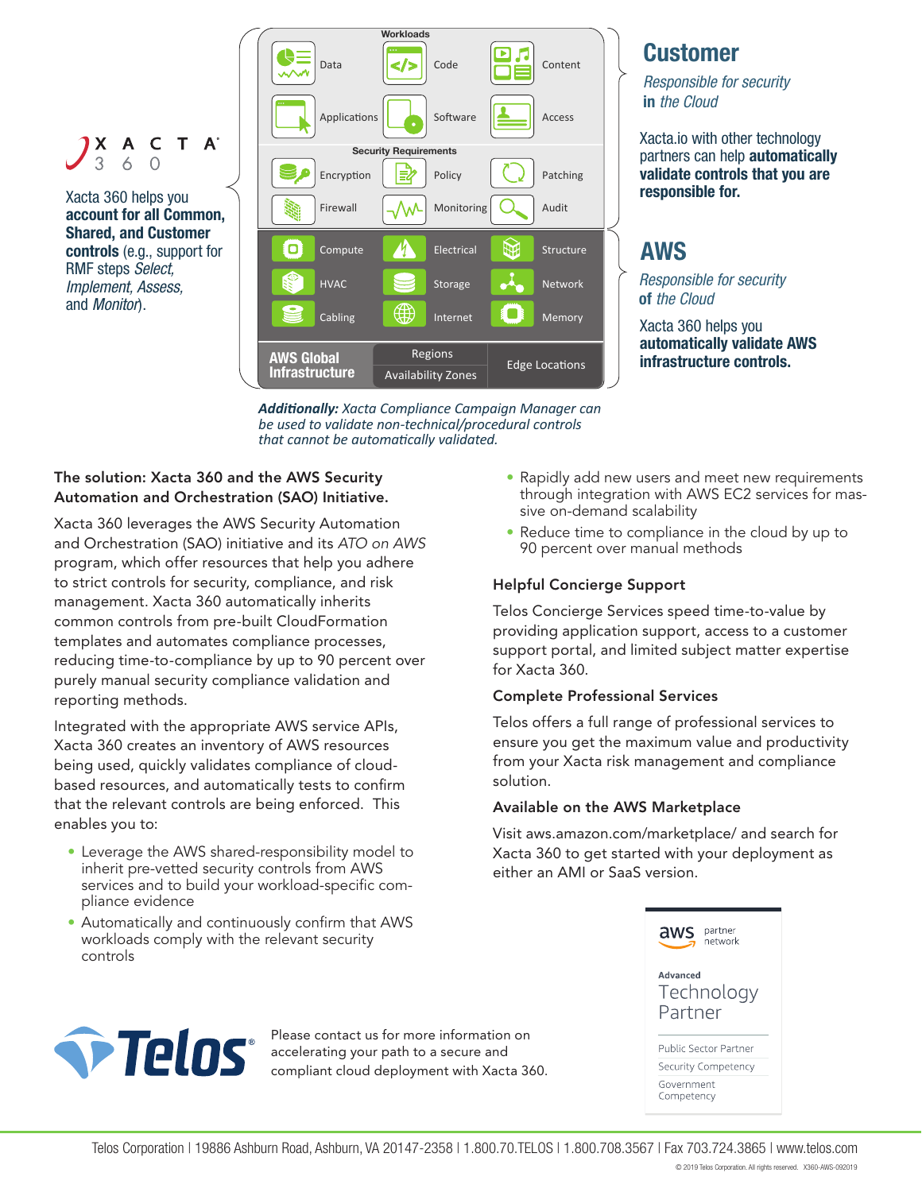XACTA 360

Xacta 360 helps you **account for all Common, Shared, and Customer controls** (e.g., support for RMF steps *Select, Implement, Assess,* and *Monitor*).

Workloads

Data

Code

Content

Applications

Software

Access

Security Requirements

Encryption

Policy

Patching

Firewall

Monitoring

Audit

Compute

Electrical

Structure

HVAC

Storage

Network

Cabling

Internet

Memory

AWS Global Infrastructure

Regions

Availability Zones

Edge Locations

## Customer

*Responsible for security* **in** *the Cloud*

Xacta.io with other technology partners can help **automatically validate controls that you are responsible for.**

## AWS

*Responsible for security* **of** *the Cloud*

Xacta 360 helps you **automatically validate AWS infrastructure controls.**

***Additionally:** Xacta Compliance Campaign Manager can be used to validate non-technical/procedural controls that cannot be automatically validated.*

### The solution: Xacta 360 and the AWS Security Automation and Orchestration (SAO) Initiative.

Xacta 360 leverages the AWS Security Automation and Orchestration (SAO) initiative and its *ATO on AWS* program, which offer resources that help you adhere to strict controls for security, compliance, and risk management. Xacta 360 automatically inherits common controls from pre-built CloudFormation templates and automates compliance processes, reducing time-to-compliance by up to 90 percent over purely manual security compliance validation and reporting methods.

Integrated with the appropriate AWS service APIs, Xacta 360 creates an inventory of AWS resources being used, quickly validates compliance of cloud-based resources, and automatically tests to confirm that the relevant controls are being enforced. This enables you to:

- Leverage the AWS shared-responsibility model to inherit pre-vetted security controls from AWS services and to build your workload-specific compliance evidence
- Automatically and continuously confirm that AWS workloads comply with the relevant security controls
- Rapidly add new users and meet new requirements through integration with AWS EC2 services for massive on-demand scalability
- Reduce time to compliance in the cloud by up to 90 percent over manual methods

### Helpful Concierge Support

Telos Concierge Services speed time-to-value by providing application support, access to a customer support portal, and limited subject matter expertise for Xacta 360.

### Complete Professional Services

Telos offers a full range of professional services to ensure you get the maximum value and productivity from your Xacta risk management and compliance solution.

### Available on the AWS Marketplace

Visit aws.amazon.com/marketplace/ and search for Xacta 360 to get started with your deployment as either an AMI or SaaS version.

aws partner network

Advanced Technology Partner

Public Sector Partner

Security Competency

Government Competency

Telos®

Please contact us for more information on accelerating your path to a secure and compliant cloud deployment with Xacta 360.

Telos Corporation | 19886 Ashburn Road, Ashburn, VA 20147-2358 | 1.800.70.TELOS | 1.800.708.3567 | Fax 703.724.3865 | www.telos.com

© 2019 Telos Corporation. All rights reserved. X360-AWS-092019